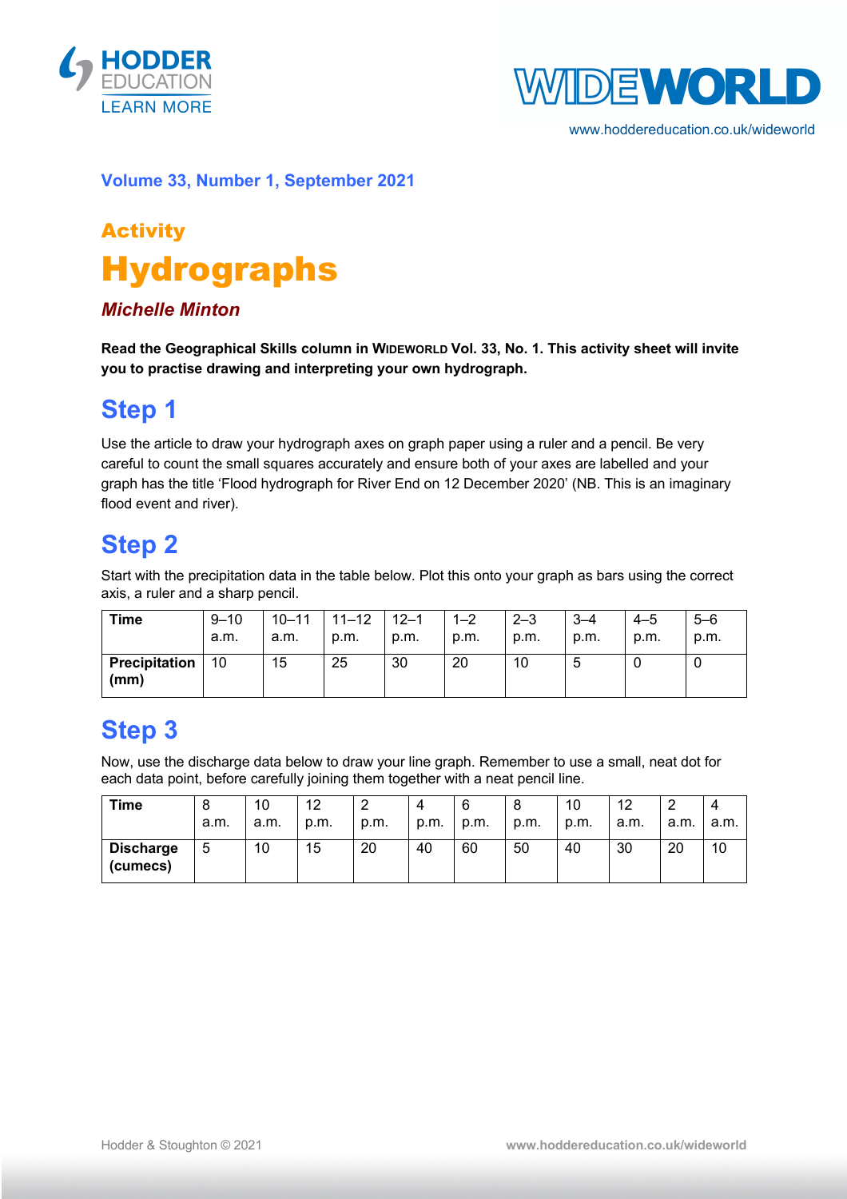**Volume 33, Number 1, September 2021**

## Activity

# Hydrographs

***Michelle Minton***

**Read the Geographical Skills column in WIDEWORLD Vol. 33, No. 1. This activity sheet will invite you to practise drawing and interpreting your own hydrograph.**

## Step 1

Use the article to draw your hydrograph axes on graph paper using a ruler and a pencil. Be very careful to count the small squares accurately and ensure both of your axes are labelled and your graph has the title 'Flood hydrograph for River End on 12 December 2020' (NB. This is an imaginary flood event and river).

## Step 2

Start with the precipitation data in the table below. Plot this onto your graph as bars using the correct axis, a ruler and a sharp pencil.

| **Time** | 9–10 a.m. | 10–11 a.m. | 11–12 p.m. | 12–1 p.m. | 1–2 p.m. | 2–3 p.m. | 3–4 p.m. | 4–5 p.m. | 5–6 p.m. |
|---|---|---|---|---|---|---|---|---|---|
| **Precipitation (mm)** | 10 | 15 | 25 | 30 | 20 | 10 | 5 | 0 | 0 |

## Step 3

Now, use the discharge data below to draw your line graph. Remember to use a small, neat dot for each data point, before carefully joining them together with a neat pencil line.

| **Time** | 8 a.m. | 10 a.m. | 12 p.m. | 2 p.m. | 4 p.m. | 6 p.m. | 8 p.m. | 10 p.m. | 12 a.m. | 2 a.m. | 4 a.m. |
|---|---|---|---|---|---|---|---|---|---|---|---|
| **Discharge (cumecs)** | 5 | 10 | 15 | 20 | 40 | 60 | 50 | 40 | 30 | 20 | 10 |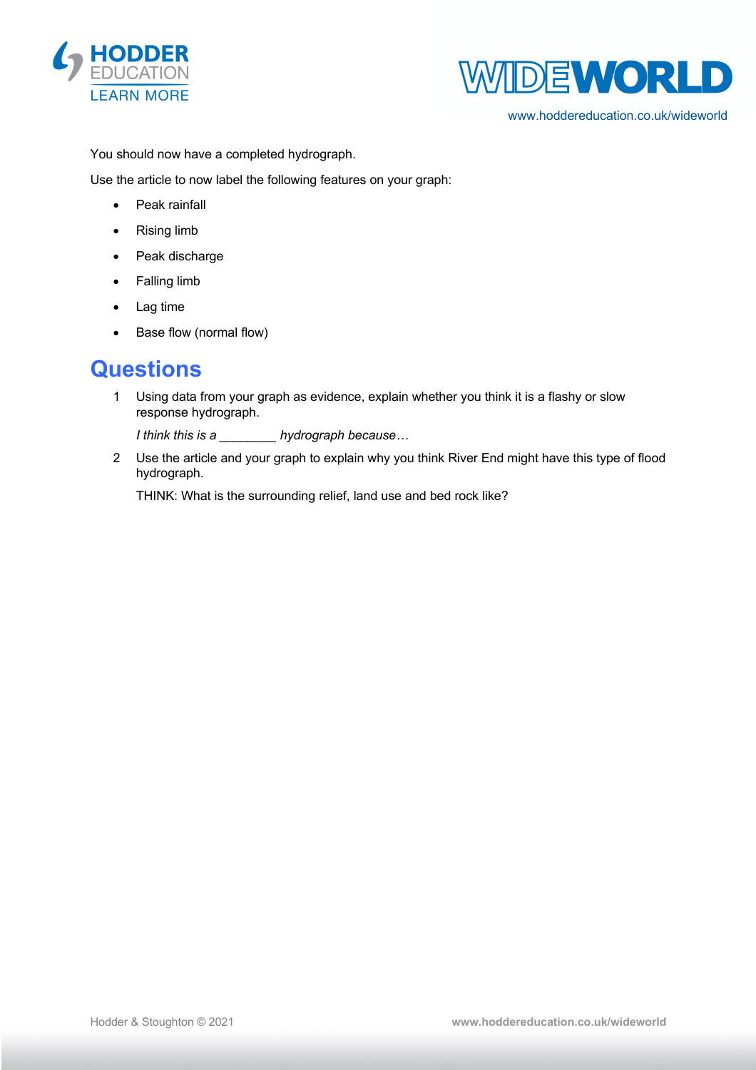You should now have a completed hydrograph.

Use the article to now label the following features on your graph:

- Peak rainfall
- Rising limb
- Peak discharge
- Falling limb
- Lag time
- Base flow (normal flow)

## Questions

1. Using data from your graph as evidence, explain whether you think it is a flashy or slow response hydrograph.

   *I think this is a ________ hydrograph because…*

2. Use the article and your graph to explain why you think River End might have this type of flood hydrograph.

   THINK: What is the surrounding relief, land use and bed rock like?